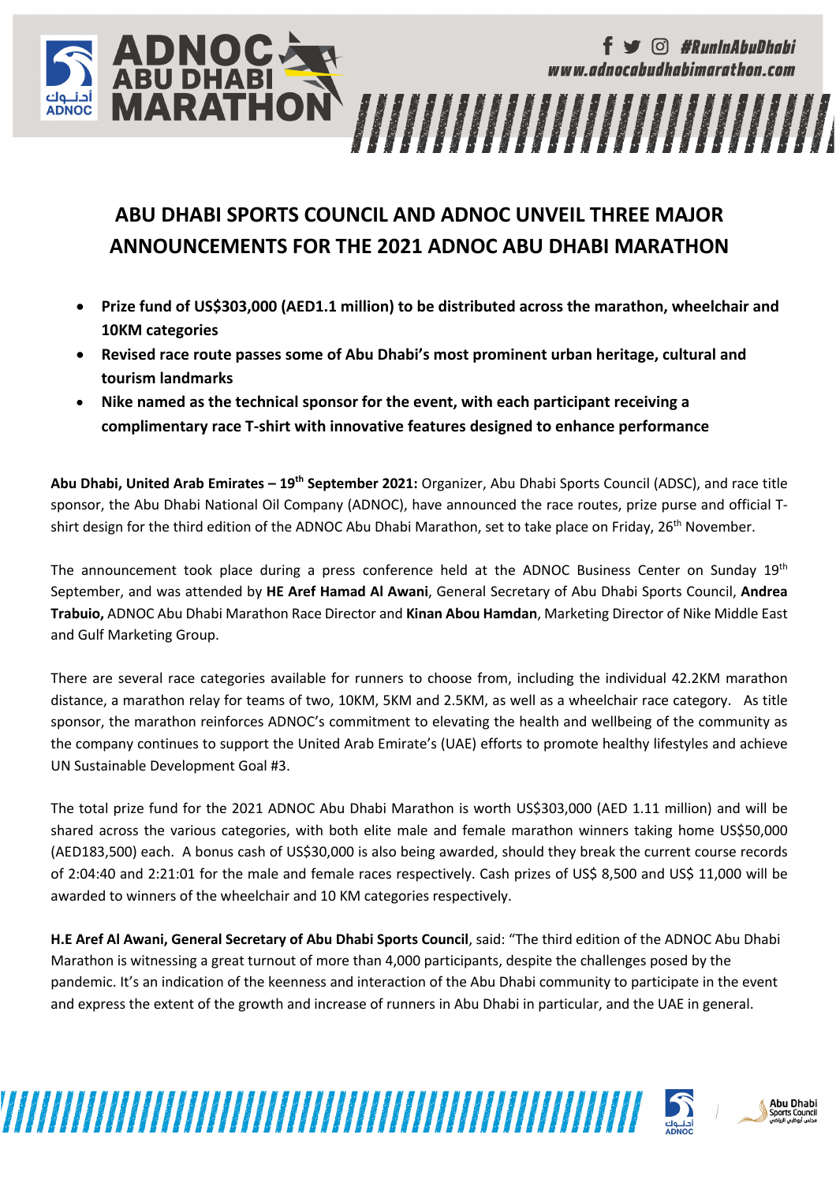# ABU DHABI SPORTS COUNCIL AND ADNOC UNVEIL THREE MAJOR ANNOUNCEMENTS FOR THE 2021 ADNOC ABU DHABI MARATHON

- **Prize fund of US$303,000 (AED1.1 million) to be distributed across the marathon, wheelchair and 10KM categories**
- **Revised race route passes some of Abu Dhabi's most prominent urban heritage, cultural and tourism landmarks**
- **Nike named as the technical sponsor for the event, with each participant receiving a complimentary race T-shirt with innovative features designed to enhance performance**

**Abu Dhabi, United Arab Emirates – 19th September 2021:** Organizer, Abu Dhabi Sports Council (ADSC), and race title sponsor, the Abu Dhabi National Oil Company (ADNOC), have announced the race routes, prize purse and official T-shirt design for the third edition of the ADNOC Abu Dhabi Marathon, set to take place on Friday, 26th November.

The announcement took place during a press conference held at the ADNOC Business Center on Sunday 19th September, and was attended by **HE Aref Hamad Al Awani**, General Secretary of Abu Dhabi Sports Council, **Andrea Trabuio,** ADNOC Abu Dhabi Marathon Race Director and **Kinan Abou Hamdan**, Marketing Director of Nike Middle East and Gulf Marketing Group.

There are several race categories available for runners to choose from, including the individual 42.2KM marathon distance, a marathon relay for teams of two, 10KM, 5KM and 2.5KM, as well as a wheelchair race category. As title sponsor, the marathon reinforces ADNOC's commitment to elevating the health and wellbeing of the community as the company continues to support the United Arab Emirate's (UAE) efforts to promote healthy lifestyles and achieve UN Sustainable Development Goal #3.

The total prize fund for the 2021 ADNOC Abu Dhabi Marathon is worth US$303,000 (AED 1.11 million) and will be shared across the various categories, with both elite male and female marathon winners taking home US$50,000 (AED183,500) each. A bonus cash of US$30,000 is also being awarded, should they break the current course records of 2:04:40 and 2:21:01 for the male and female races respectively. Cash prizes of US$ 8,500 and US$ 11,000 will be awarded to winners of the wheelchair and 10 KM categories respectively.

**H.E Aref Al Awani, General Secretary of Abu Dhabi Sports Council**, said: "The third edition of the ADNOC Abu Dhabi Marathon is witnessing a great turnout of more than 4,000 participants, despite the challenges posed by the pandemic. It's an indication of the keenness and interaction of the Abu Dhabi community to participate in the event and express the extent of the growth and increase of runners in Abu Dhabi in particular, and the UAE in general.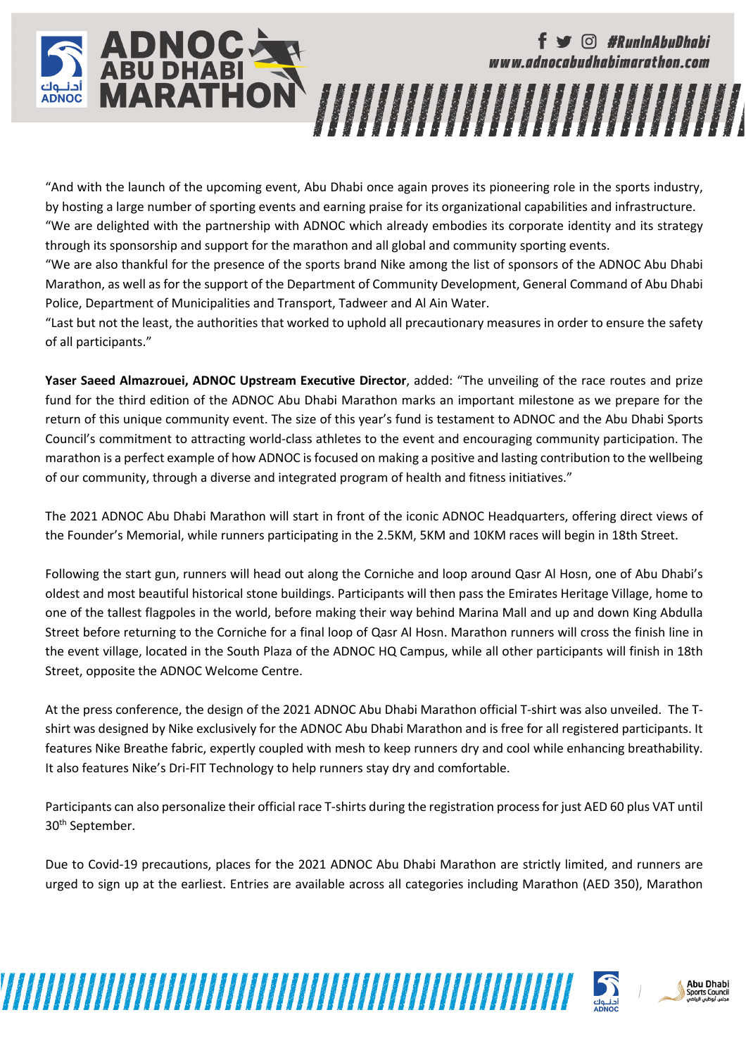"And with the launch of the upcoming event, Abu Dhabi once again proves its pioneering role in the sports industry, by hosting a large number of sporting events and earning praise for its organizational capabilities and infrastructure.
"We are delighted with the partnership with ADNOC which already embodies its corporate identity and its strategy through its sponsorship and support for the marathon and all global and community sporting events.
"We are also thankful for the presence of the sports brand Nike among the list of sponsors of the ADNOC Abu Dhabi Marathon, as well as for the support of the Department of Community Development, General Command of Abu Dhabi Police, Department of Municipalities and Transport, Tadweer and Al Ain Water.
"Last but not the least, the authorities that worked to uphold all precautionary measures in order to ensure the safety of all participants."

**Yaser Saeed Almazrouei, ADNOC Upstream Executive Director**, added: "The unveiling of the race routes and prize fund for the third edition of the ADNOC Abu Dhabi Marathon marks an important milestone as we prepare for the return of this unique community event. The size of this year's fund is testament to ADNOC and the Abu Dhabi Sports Council's commitment to attracting world-class athletes to the event and encouraging community participation. The marathon is a perfect example of how ADNOC is focused on making a positive and lasting contribution to the wellbeing of our community, through a diverse and integrated program of health and fitness initiatives."

The 2021 ADNOC Abu Dhabi Marathon will start in front of the iconic ADNOC Headquarters, offering direct views of the Founder's Memorial, while runners participating in the 2.5KM, 5KM and 10KM races will begin in 18th Street.

Following the start gun, runners will head out along the Corniche and loop around Qasr Al Hosn, one of Abu Dhabi's oldest and most beautiful historical stone buildings. Participants will then pass the Emirates Heritage Village, home to one of the tallest flagpoles in the world, before making their way behind Marina Mall and up and down King Abdulla Street before returning to the Corniche for a final loop of Qasr Al Hosn. Marathon runners will cross the finish line in the event village, located in the South Plaza of the ADNOC HQ Campus, while all other participants will finish in 18th Street, opposite the ADNOC Welcome Centre.

At the press conference, the design of the 2021 ADNOC Abu Dhabi Marathon official T-shirt was also unveiled. The T-shirt was designed by Nike exclusively for the ADNOC Abu Dhabi Marathon and is free for all registered participants. It features Nike Breathe fabric, expertly coupled with mesh to keep runners dry and cool while enhancing breathability. It also features Nike's Dri-FIT Technology to help runners stay dry and comfortable.

Participants can also personalize their official race T-shirts during the registration process for just AED 60 plus VAT until 30th September.

Due to Covid-19 precautions, places for the 2021 ADNOC Abu Dhabi Marathon are strictly limited, and runners are urged to sign up at the earliest. Entries are available across all categories including Marathon (AED 350), Marathon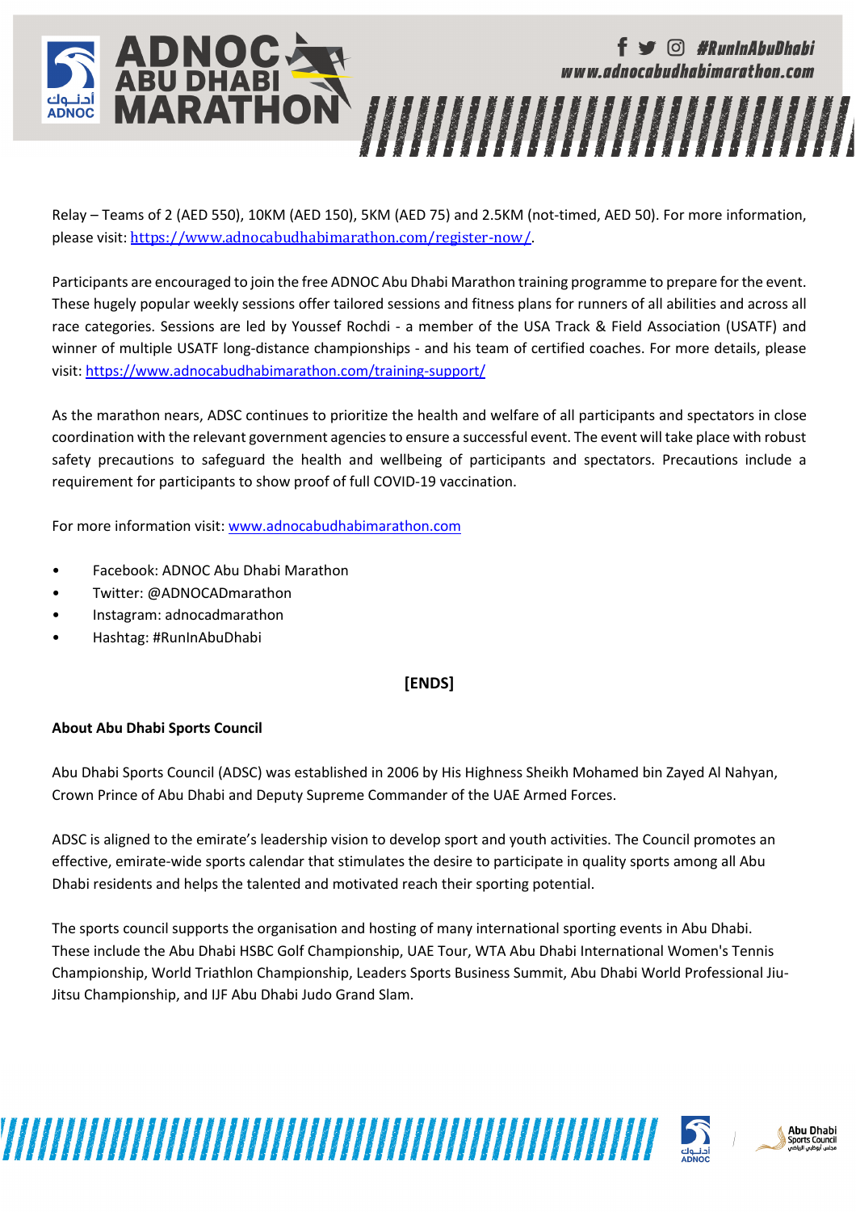Relay – Teams of 2 (AED 550), 10KM (AED 150), 5KM (AED 75) and 2.5KM (not-timed, AED 50). For more information, please visit: [https://www.adnocabudhabimarathon.com/register-now/](https://www.adnocabudhabimarathon.com/register-now/).

Participants are encouraged to join the free ADNOC Abu Dhabi Marathon training programme to prepare for the event. These hugely popular weekly sessions offer tailored sessions and fitness plans for runners of all abilities and across all race categories. Sessions are led by Youssef Rochdi - a member of the USA Track & Field Association (USATF) and winner of multiple USATF long-distance championships - and his team of certified coaches. For more details, please visit: [https://www.adnocabudhabimarathon.com/training-support/](https://www.adnocabudhabimarathon.com/training-support/)

As the marathon nears, ADSC continues to prioritize the health and welfare of all participants and spectators in close coordination with the relevant government agencies to ensure a successful event. The event will take place with robust safety precautions to safeguard the health and wellbeing of participants and spectators. Precautions include a requirement for participants to show proof of full COVID-19 vaccination.

For more information visit: [www.adnocabudhabimarathon.com](http://www.adnocabudhabimarathon.com)

- Facebook: ADNOC Abu Dhabi Marathon
- Twitter: @ADNOCADmarathon
- Instagram: adnocadmarathon
- Hashtag: #RunInAbuDhabi

**[ENDS]**

**About Abu Dhabi Sports Council**

Abu Dhabi Sports Council (ADSC) was established in 2006 by His Highness Sheikh Mohamed bin Zayed Al Nahyan, Crown Prince of Abu Dhabi and Deputy Supreme Commander of the UAE Armed Forces.

ADSC is aligned to the emirate's leadership vision to develop sport and youth activities. The Council promotes an effective, emirate-wide sports calendar that stimulates the desire to participate in quality sports among all Abu Dhabi residents and helps the talented and motivated reach their sporting potential.

The sports council supports the organisation and hosting of many international sporting events in Abu Dhabi. These include the Abu Dhabi HSBC Golf Championship, UAE Tour, WTA Abu Dhabi International Women's Tennis Championship, World Triathlon Championship, Leaders Sports Business Summit, Abu Dhabi World Professional Jiu-Jitsu Championship, and IJF Abu Dhabi Judo Grand Slam.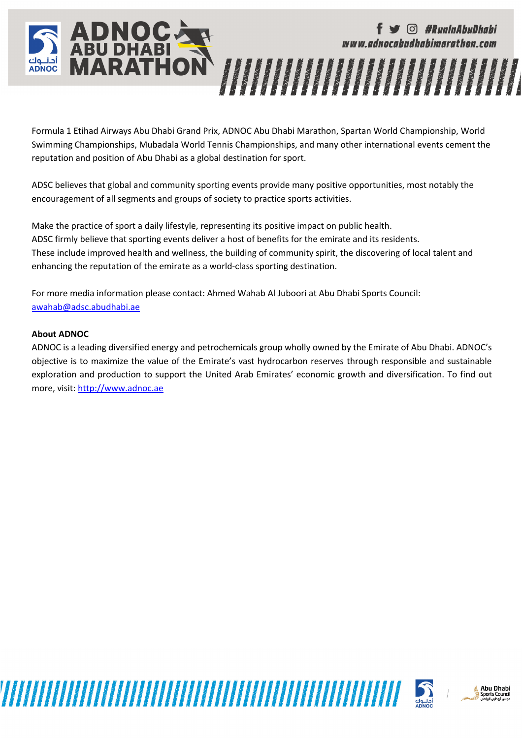Formula 1 Etihad Airways Abu Dhabi Grand Prix, ADNOC Abu Dhabi Marathon, Spartan World Championship, World Swimming Championships, Mubadala World Tennis Championships, and many other international events cement the reputation and position of Abu Dhabi as a global destination for sport.

ADSC believes that global and community sporting events provide many positive opportunities, most notably the encouragement of all segments and groups of society to practice sports activities.

Make the practice of sport a daily lifestyle, representing its positive impact on public health.
ADSC firmly believe that sporting events deliver a host of benefits for the emirate and its residents.
These include improved health and wellness, the building of community spirit, the discovering of local talent and enhancing the reputation of the emirate as a world-class sporting destination.

For more media information please contact: Ahmed Wahab Al Juboori at Abu Dhabi Sports Council:
awahab@adsc.abudhabi.ae

**About ADNOC**
ADNOC is a leading diversified energy and petrochemicals group wholly owned by the Emirate of Abu Dhabi. ADNOC's objective is to maximize the value of the Emirate's vast hydrocarbon reserves through responsible and sustainable exploration and production to support the United Arab Emirates' economic growth and diversification. To find out more, visit: http://www.adnoc.ae